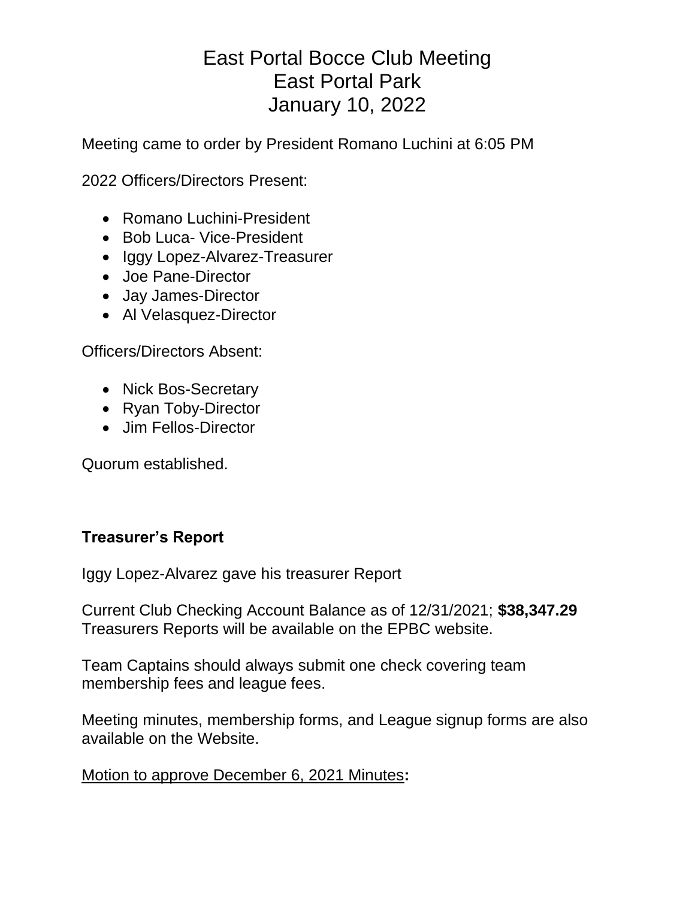# East Portal Bocce Club Meeting
# East Portal Park
# January 10, 2022

Meeting came to order by President Romano Luchini at 6:05 PM

2022 Officers/Directors Present:

- Romano Luchini-President
- Bob Luca- Vice-President
- Iggy Lopez-Alvarez-Treasurer
- Joe Pane-Director
- Jay James-Director
- Al Velasquez-Director

Officers/Directors Absent:

- Nick Bos-Secretary
- Ryan Toby-Director
- Jim Fellos-Director

Quorum established.

**Treasurer's Report**

Iggy Lopez-Alvarez gave his treasurer Report

Current Club Checking Account Balance as of 12/31/2021; **$38,347.29**
Treasurers Reports will be available on the EPBC website.

Team Captains should always submit one check covering team membership fees and league fees.

Meeting minutes, membership forms, and League signup forms are also available on the Website.

<u>Motion to approve December 6, 2021 Minutes</u>**:**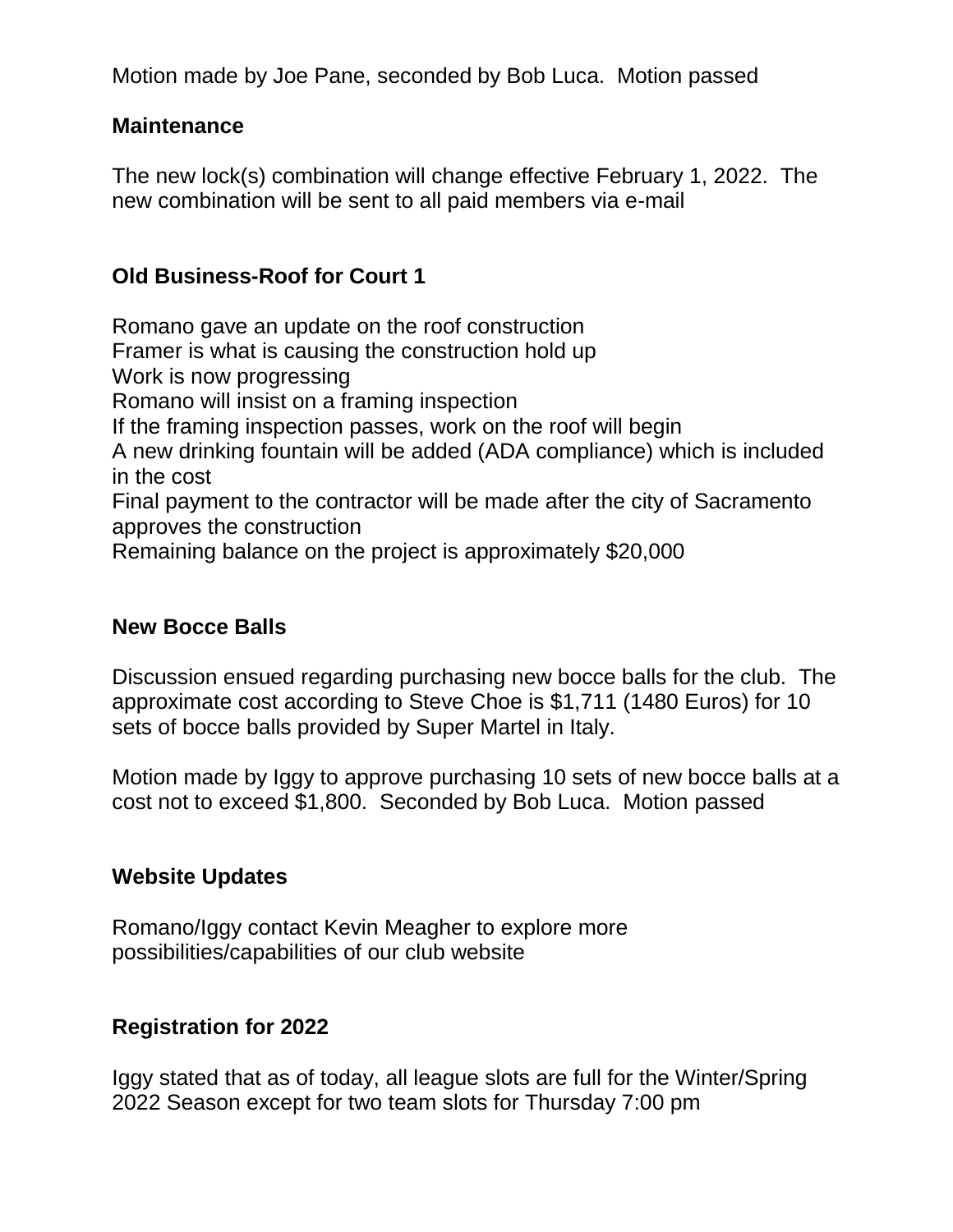Motion made by Joe Pane, seconded by Bob Luca. Motion passed

## Maintenance

The new lock(s) combination will change effective February 1, 2022. The new combination will be sent to all paid members via e-mail

## Old Business-Roof for Court 1

Romano gave an update on the roof construction
Framer is what is causing the construction hold up
Work is now progressing
Romano will insist on a framing inspection
If the framing inspection passes, work on the roof will begin
A new drinking fountain will be added (ADA compliance) which is included in the cost
Final payment to the contractor will be made after the city of Sacramento approves the construction
Remaining balance on the project is approximately $20,000

## New Bocce Balls

Discussion ensued regarding purchasing new bocce balls for the club. The approximate cost according to Steve Choe is $1,711 (1480 Euros) for 10 sets of bocce balls provided by Super Martel in Italy.

Motion made by Iggy to approve purchasing 10 sets of new bocce balls at a cost not to exceed $1,800. Seconded by Bob Luca. Motion passed

## Website Updates

Romano/Iggy contact Kevin Meagher to explore more possibilities/capabilities of our club website

## Registration for 2022

Iggy stated that as of today, all league slots are full for the Winter/Spring 2022 Season except for two team slots for Thursday 7:00 pm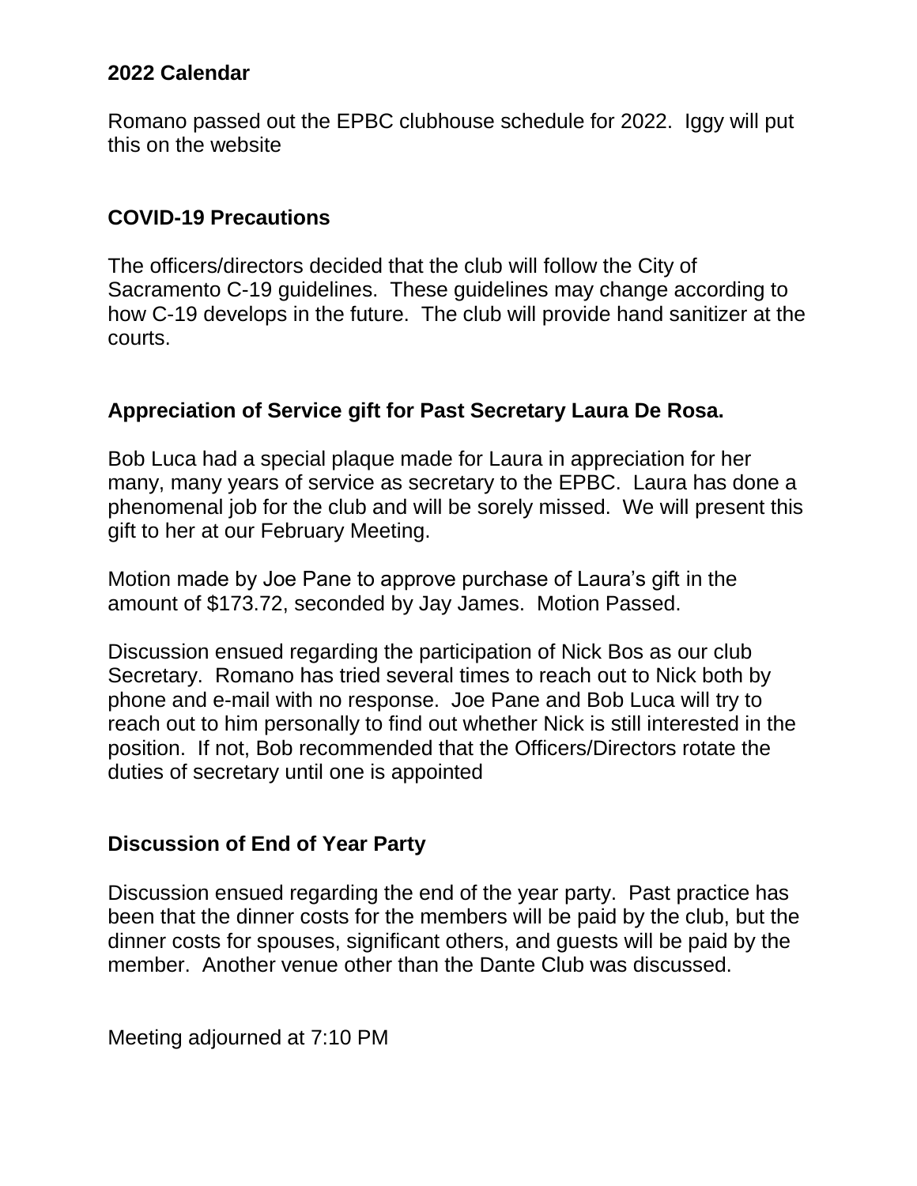**2022 Calendar**

Romano passed out the EPBC clubhouse schedule for 2022. Iggy will put this on the website

**COVID-19 Precautions**

The officers/directors decided that the club will follow the City of Sacramento C-19 guidelines. These guidelines may change according to how C-19 develops in the future. The club will provide hand sanitizer at the courts.

**Appreciation of Service gift for Past Secretary Laura De Rosa.**

Bob Luca had a special plaque made for Laura in appreciation for her many, many years of service as secretary to the EPBC. Laura has done a phenomenal job for the club and will be sorely missed. We will present this gift to her at our February Meeting.

Motion made by Joe Pane to approve purchase of Laura's gift in the amount of $173.72, seconded by Jay James. Motion Passed.

Discussion ensued regarding the participation of Nick Bos as our club Secretary. Romano has tried several times to reach out to Nick both by phone and e-mail with no response. Joe Pane and Bob Luca will try to reach out to him personally to find out whether Nick is still interested in the position. If not, Bob recommended that the Officers/Directors rotate the duties of secretary until one is appointed

**Discussion of End of Year Party**

Discussion ensued regarding the end of the year party. Past practice has been that the dinner costs for the members will be paid by the club, but the dinner costs for spouses, significant others, and guests will be paid by the member. Another venue other than the Dante Club was discussed.

Meeting adjourned at 7:10 PM